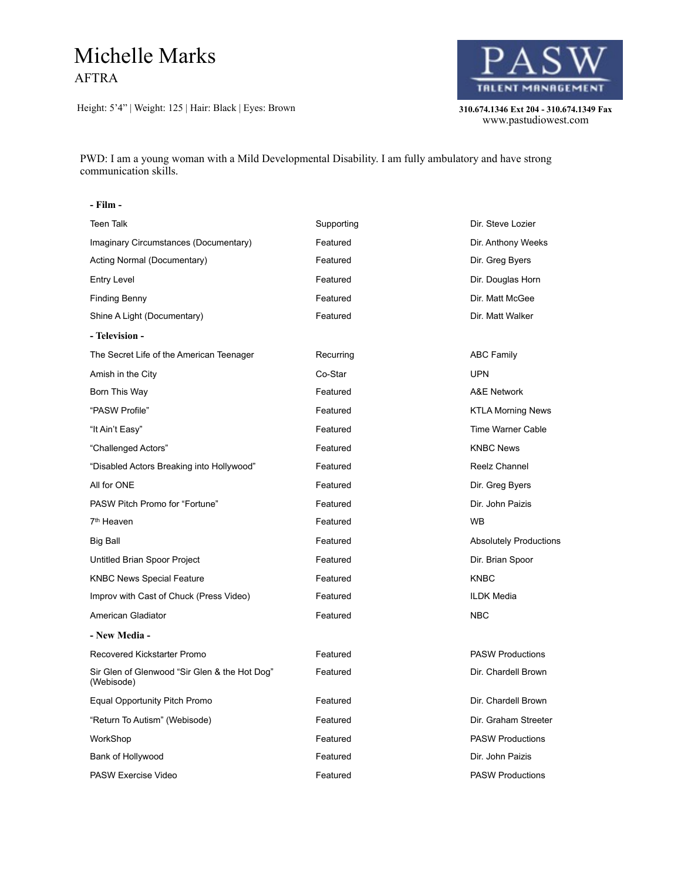# Michelle Marks

AFTRA

Height: 5'4" | Weight: 125 | Hair: Black | Eyes: Brown

PASW TALENT MANAGEMENT

310.674.1346 Ext 204 - 310.674.1349 Fax
www.pastudiowest.com

PWD: I am a young woman with a Mild Developmental Disability. I am fully ambulatory and have strong communication skills.

**- Film -**

| | | |
|---|---|---|
| Teen Talk | Supporting | Dir. Steve Lozier |
| Imaginary Circumstances (Documentary) | Featured | Dir. Anthony Weeks |
| Acting Normal (Documentary) | Featured | Dir. Greg Byers |
| Entry Level | Featured | Dir. Douglas Horn |
| Finding Benny | Featured | Dir. Matt McGee |
| Shine A Light (Documentary) | Featured | Dir. Matt Walker |

**- Television -**

| | | |
|---|---|---|
| The Secret Life of the American Teenager | Recurring | ABC Family |
| Amish in the City | Co-Star | UPN |
| Born This Way | Featured | A&E Network |
| "PASW Profile" | Featured | KTLA Morning News |
| "It Ain't Easy" | Featured | Time Warner Cable |
| "Challenged Actors" | Featured | KNBC News |
| "Disabled Actors Breaking into Hollywood" | Featured | Reelz Channel |
| All for ONE | Featured | Dir. Greg Byers |
| PASW Pitch Promo for "Fortune" | Featured | Dir. John Paizis |
| 7th Heaven | Featured | WB |
| Big Ball | Featured | Absolutely Productions |
| Untitled Brian Spoor Project | Featured | Dir. Brian Spoor |
| KNBC News Special Feature | Featured | KNBC |
| Improv with Cast of Chuck (Press Video) | Featured | ILDK Media |
| American Gladiator | Featured | NBC |

**- New Media -**

| | | |
|---|---|---|
| Recovered Kickstarter Promo | Featured | PASW Productions |
| Sir Glen of Glenwood "Sir Glen & the Hot Dog" (Webisode) | Featured | Dir. Chardell Brown |
| Equal Opportunity Pitch Promo | Featured | Dir. Chardell Brown |
| "Return To Autism" (Webisode) | Featured | Dir. Graham Streeter |
| WorkShop | Featured | PASW Productions |
| Bank of Hollywood | Featured | Dir. John Paizis |
| PASW Exercise Video | Featured | PASW Productions |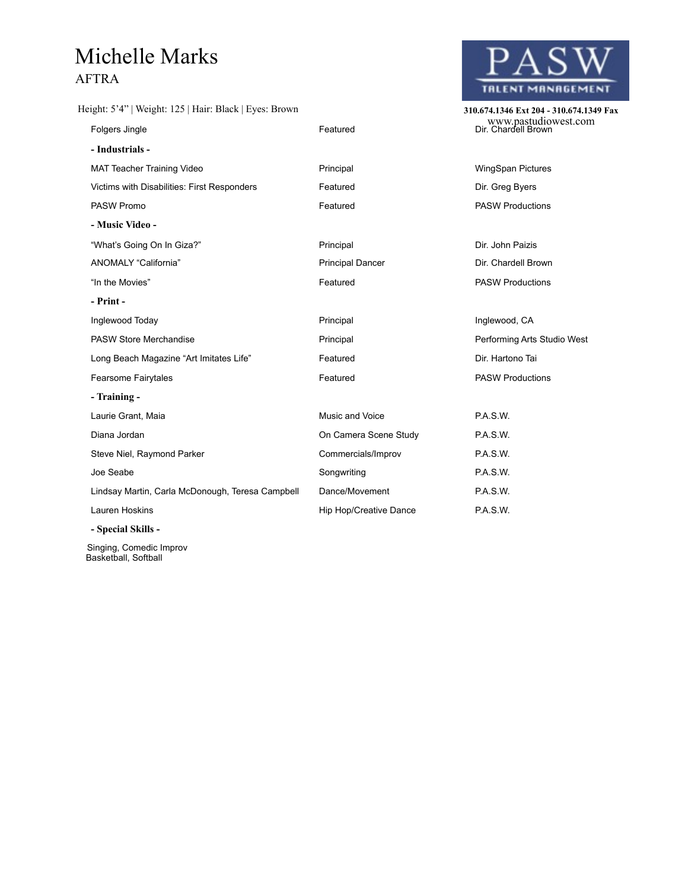# Michelle Marks

AFTRA

Height: 5'4" | Weight: 125 | Hair: Black | Eyes: Brown

PASW TALENT MANAGEMENT

**310.674.1346 Ext 204 - 310.674.1349 Fax**

www.pastudiowest.com

| | | |
|---|---|---|
| Folgers Jingle | Featured | Dir. Chardell Brown |
| **- Industrials -** | | |
| MAT Teacher Training Video | Principal | WingSpan Pictures |
| Victims with Disabilities: First Responders | Featured | Dir. Greg Byers |
| PASW Promo | Featured | PASW Productions |
| **- Music Video -** | | |
| "What's Going On In Giza?" | Principal | Dir. John Paizis |
| ANOMALY "California" | Principal Dancer | Dir. Chardell Brown |
| "In the Movies" | Featured | PASW Productions |
| **- Print -** | | |
| Inglewood Today | Principal | Inglewood, CA |
| PASW Store Merchandise | Principal | Performing Arts Studio West |
| Long Beach Magazine "Art Imitates Life" | Featured | Dir. Hartono Tai |
| Fearsome Fairytales | Featured | PASW Productions |
| **- Training -** | | |
| Laurie Grant, Maia | Music and Voice | P.A.S.W. |
| Diana Jordan | On Camera Scene Study | P.A.S.W. |
| Steve Niel, Raymond Parker | Commercials/Improv | P.A.S.W. |
| Joe Seabe | Songwriting | P.A.S.W. |
| Lindsay Martin, Carla McDonough, Teresa Campbell | Dance/Movement | P.A.S.W. |
| Lauren Hoskins | Hip Hop/Creative Dance | P.A.S.W. |

**- Special Skills -**

Singing, Comedic Improv
Basketball, Softball